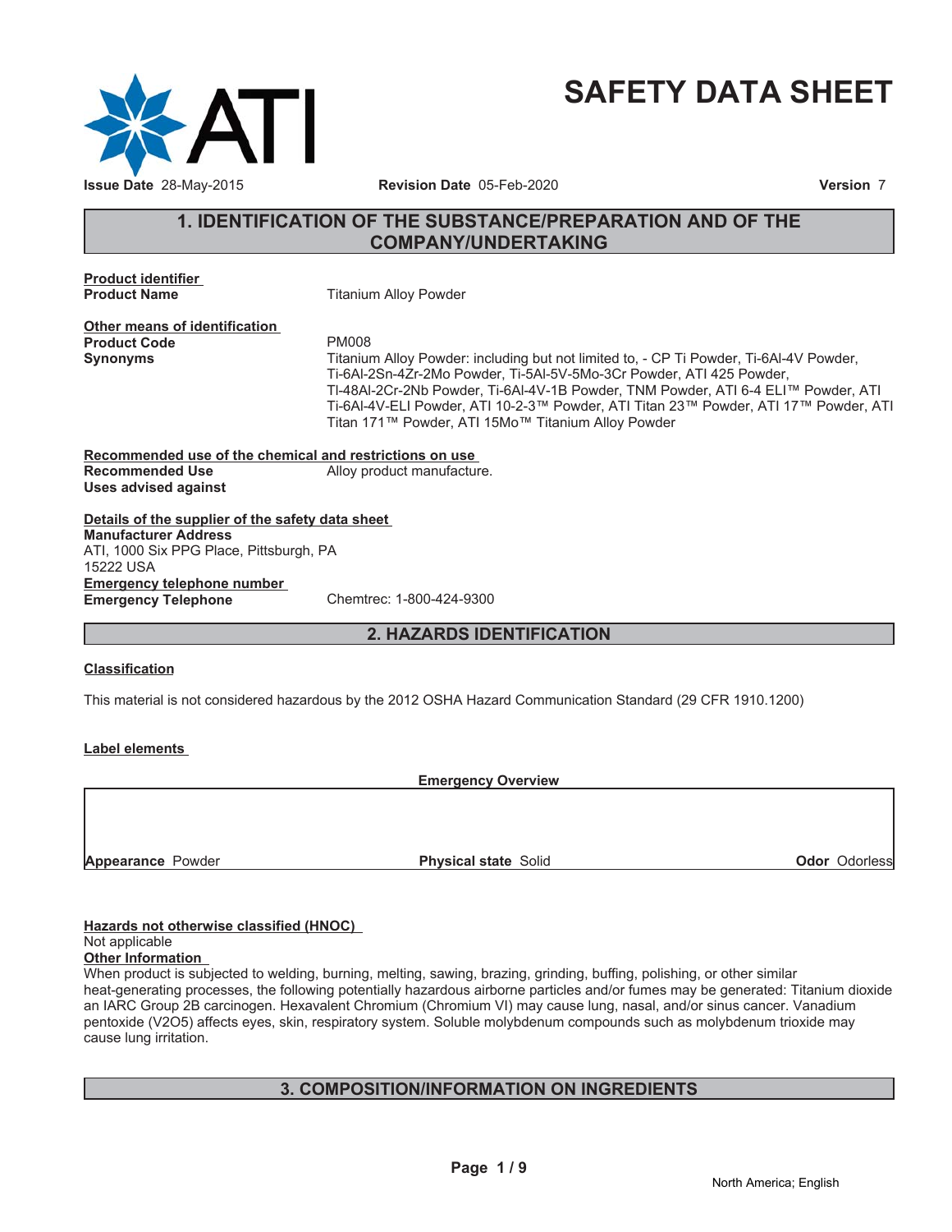# SAFETY DATA SHEET

**Issue Date** 28-May-2015 **Revision Date** 05-Feb-2020 **Version** 7

## 1. IDENTIFICATION OF THE SUBSTANCE/PREPARATION AND OF THE COMPANY/UNDERTAKING

**Product identifier**

**Product Name** Titanium Alloy Powder

**Other means of identification**

**Product Code** PM008

**Synonyms** Titanium Alloy Powder: including but not limited to, - CP Ti Powder, Ti-6Al-4V Powder, Ti-6Al-2Sn-4Zr-2Mo Powder, Ti-5Al-5V-5Mo-3Cr Powder, ATI 425 Powder, Tl-48Al-2Cr-2Nb Powder, Ti-6Al-4V-1B Powder, TNM Powder, ATI 6-4 ELI™ Powder, ATI Ti-6Al-4V-ELI Powder, ATI 10-2-3™ Powder, ATI Titan 23™ Powder, ATI 17™ Powder, ATI Titan 171™ Powder, ATI 15Mo™ Titanium Alloy Powder

**Recommended use of the chemical and restrictions on use**

**Recommended Use** Alloy product manufacture.

**Uses advised against**

**Details of the supplier of the safety data sheet**

**Manufacturer Address**
ATI, 1000 Six PPG Place, Pittsburgh, PA
15222 USA

**Emergency telephone number**

**Emergency Telephone** Chemtrec: 1-800-424-9300

## 2. HAZARDS IDENTIFICATION

**Classification**

This material is not considered hazardous by the 2012 OSHA Hazard Communication Standard (29 CFR 1910.1200)

**Label elements**

**Emergency Overview**

**Appearance** Powder **Physical state** Solid **Odor** Odorless

**Hazards not otherwise classified (HNOC)**
Not applicable

**Other Information**
When product is subjected to welding, burning, melting, sawing, brazing, grinding, buffing, polishing, or other similar heat-generating processes, the following potentially hazardous airborne particles and/or fumes may be generated: Titanium dioxide an IARC Group 2B carcinogen. Hexavalent Chromium (Chromium VI) may cause lung, nasal, and/or sinus cancer. Vanadium pentoxide ($V_2O_5$) affects eyes, skin, respiratory system. Soluble molybdenum compounds such as molybdenum trioxide may cause lung irritation.

## 3. COMPOSITION/INFORMATION ON INGREDIENTS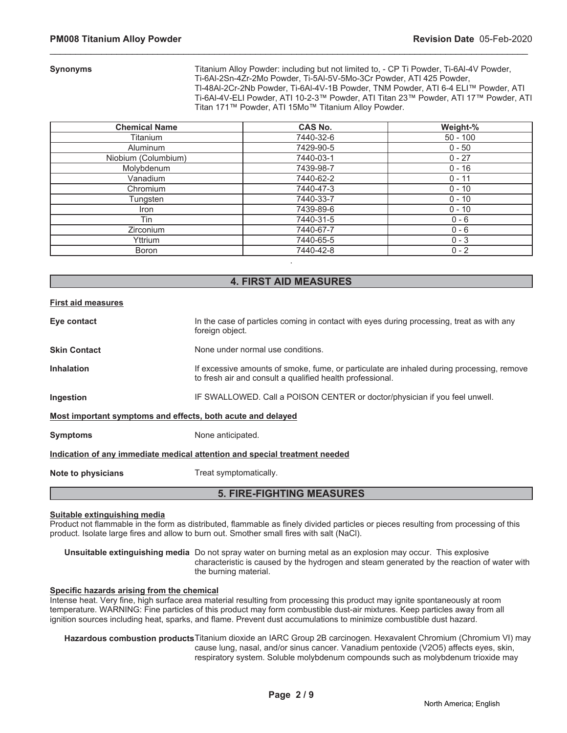**Synonyms** Titanium Alloy Powder: including but not limited to, - CP Ti Powder, Ti-6Al-4V Powder, Ti-6Al-2Sn-4Zr-2Mo Powder, Ti-5Al-5V-5Mo-3Cr Powder, ATI 425 Powder, Tl-48Al-2Cr-2Nb Powder, Ti-6Al-4V-1B Powder, TNM Powder, ATI 6-4 ELI™ Powder, ATI Ti-6Al-4V-ELI Powder, ATI 10-2-3™ Powder, ATI Titan 23™ Powder, ATI 17™ Powder, ATI Titan 171™ Powder, ATI 15Mo™ Titanium Alloy Powder.

| Chemical Name | CAS No. | Weight-% |
|---|---|---|
| Titanium | 7440-32-6 | 50 - 100 |
| Aluminum | 7429-90-5 | 0 - 50 |
| Niobium (Columbium) | 7440-03-1 | 0 - 27 |
| Molybdenum | 7439-98-7 | 0 - 16 |
| Vanadium | 7440-62-2 | 0 - 11 |
| Chromium | 7440-47-3 | 0 - 10 |
| Tungsten | 7440-33-7 | 0 - 10 |
| Iron | 7439-89-6 | 0 - 10 |
| Tin | 7440-31-5 | 0 - 6 |
| Zirconium | 7440-67-7 | 0 - 6 |
| Yttrium | 7440-65-5 | 0 - 3 |
| Boron | 7440-42-8 | 0 - 2 |

.

## 4. FIRST AID MEASURES

**First aid measures**

**Eye contact** In the case of particles coming in contact with eyes during processing, treat as with any foreign object.

**Skin Contact** None under normal use conditions.

**Inhalation** If excessive amounts of smoke, fume, or particulate are inhaled during processing, remove to fresh air and consult a qualified health professional.

**Ingestion** IF SWALLOWED. Call a POISON CENTER or doctor/physician if you feel unwell.

**Most important symptoms and effects, both acute and delayed**

**Symptoms** None anticipated.

**Indication of any immediate medical attention and special treatment needed**

**Note to physicians** Treat symptomatically.

## 5. FIRE-FIGHTING MEASURES

**Suitable extinguishing media**

Product not flammable in the form as distributed, flammable as finely divided particles or pieces resulting from processing of this product. Isolate large fires and allow to burn out. Smother small fires with salt (NaCl).

**Unsuitable extinguishing media** Do not spray water on burning metal as an explosion may occur. This explosive characteristic is caused by the hydrogen and steam generated by the reaction of water with the burning material.

**Specific hazards arising from the chemical**

Intense heat. Very fine, high surface area material resulting from processing this product may ignite spontaneously at room temperature. WARNING: Fine particles of this product may form combustible dust-air mixtures. Keep particles away from all ignition sources including heat, sparks, and flame. Prevent dust accumulations to minimize combustible dust hazard.

**Hazardous combustion products** Titanium dioxide an IARC Group 2B carcinogen. Hexavalent Chromium (Chromium VI) may cause lung, nasal, and/or sinus cancer. Vanadium pentoxide ($V_2O_5$) affects eyes, skin, respiratory system. Soluble molybdenum compounds such as molybdenum trioxide may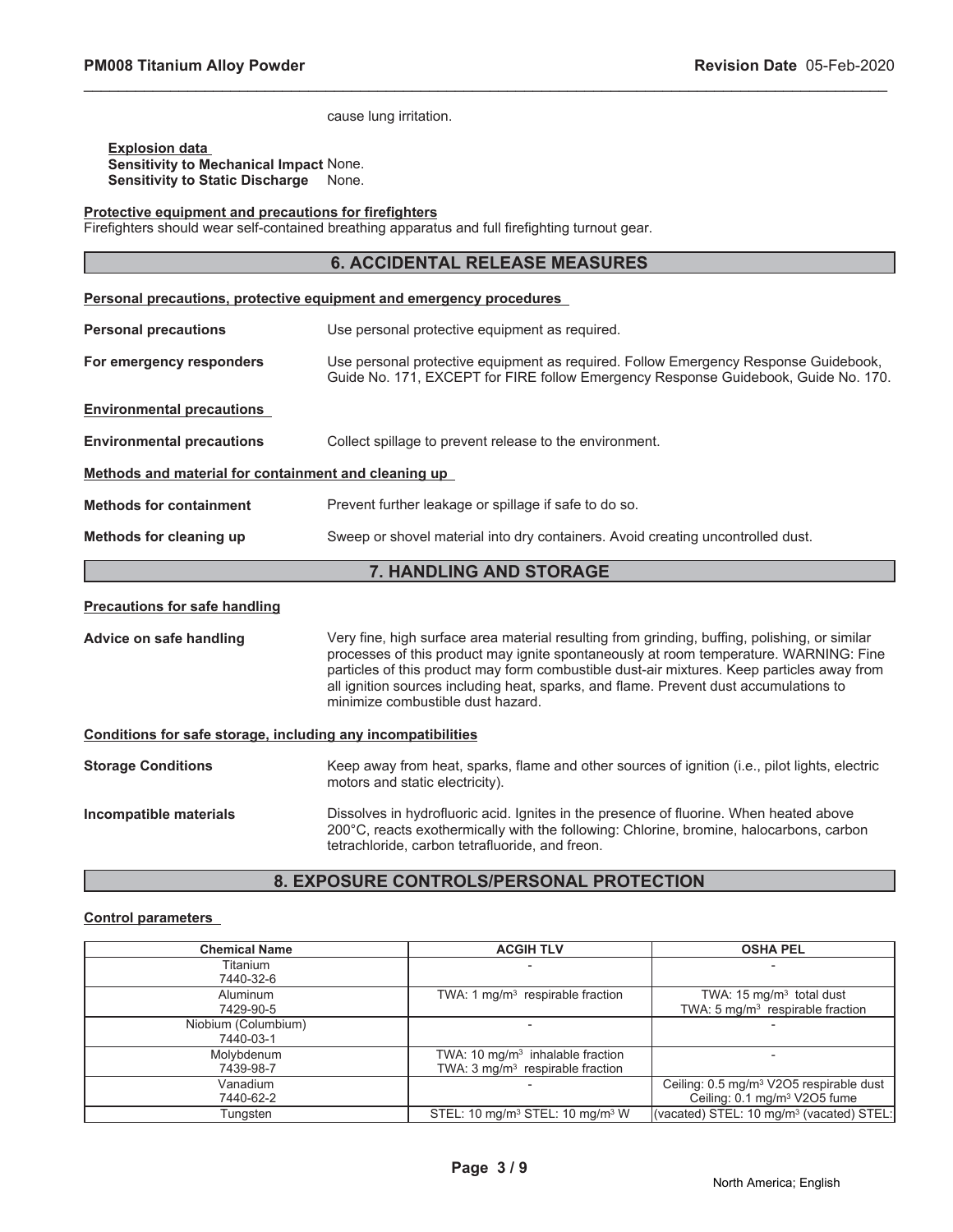cause lung irritation.

**Explosion data**
**Sensitivity to Mechanical Impact** None.
**Sensitivity to Static Discharge** None.

**Protective equipment and precautions for firefighters**
Firefighters should wear self-contained breathing apparatus and full firefighting turnout gear.

## 6. ACCIDENTAL RELEASE MEASURES

**Personal precautions, protective equipment and emergency procedures**

**Personal precautions** Use personal protective equipment as required.

**For emergency responders** Use personal protective equipment as required. Follow Emergency Response Guidebook, Guide No. 171, EXCEPT for FIRE follow Emergency Response Guidebook, Guide No. 170.

**Environmental precautions**

**Environmental precautions** Collect spillage to prevent release to the environment.

**Methods and material for containment and cleaning up**

**Methods for containment** Prevent further leakage or spillage if safe to do so.

**Methods for cleaning up** Sweep or shovel material into dry containers. Avoid creating uncontrolled dust.

## 7. HANDLING AND STORAGE

**Precautions for safe handling**

**Advice on safe handling** Very fine, high surface area material resulting from grinding, buffing, polishing, or similar processes of this product may ignite spontaneously at room temperature. WARNING: Fine particles of this product may form combustible dust-air mixtures. Keep particles away from all ignition sources including heat, sparks, and flame. Prevent dust accumulations to minimize combustible dust hazard.

**Conditions for safe storage, including any incompatibilities**

**Storage Conditions** Keep away from heat, sparks, flame and other sources of ignition (i.e., pilot lights, electric motors and static electricity).

**Incompatible materials** Dissolves in hydrofluoric acid. Ignites in the presence of fluorine. When heated above 200°C, reacts exothermically with the following: Chlorine, bromine, halocarbons, carbon tetrachloride, carbon tetrafluoride, and freon.

## 8. EXPOSURE CONTROLS/PERSONAL PROTECTION

**Control parameters**

| Chemical Name | ACGIH TLV | OSHA PEL |
|---|---|---|
| Titanium<br>7440-32-6 | - | - |
| Aluminum<br>7429-90-5 | TWA: 1 mg/m³ respirable fraction | TWA: 15 mg/m³ total dust<br>TWA: 5 mg/m³ respirable fraction |
| Niobium (Columbium)<br>7440-03-1 | - | - |
| Molybdenum<br>7439-98-7 | TWA: 10 mg/m³ inhalable fraction<br>TWA: 3 mg/m³ respirable fraction | - |
| Vanadium<br>7440-62-2 | - | Ceiling: 0.5 mg/m³ $V_2O_5$ respirable dust<br>Ceiling: 0.1 mg/m³ $V_2O_5$ fume |
| Tungsten | STEL: 10 mg/m³ STEL: 10 mg/m³ W | (vacated) STEL: 10 mg/m³ (vacated) STEL: |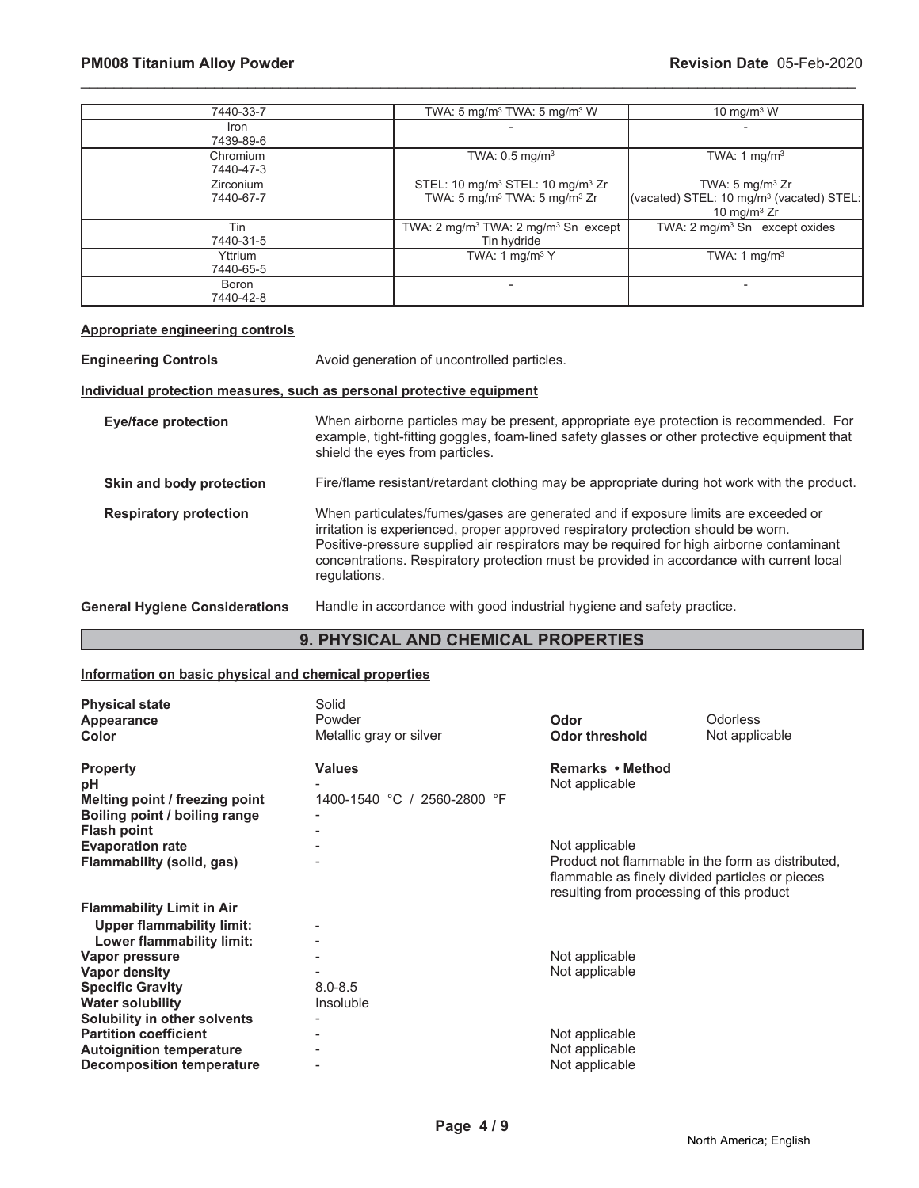| | | |
|---|---|---|
| 7440-33-7 | TWA: 5 mg/m³ TWA: 5 mg/m³ W | 10 mg/m³ W |
| Iron 7439-89-6 | - | - |
| Chromium 7440-47-3 | TWA: 0.5 mg/m³ | TWA: 1 mg/m³ |
| Zirconium 7440-67-7 | STEL: 10 mg/m³ STEL: 10 mg/m³ Zr TWA: 5 mg/m³ TWA: 5 mg/m³ Zr | TWA: 5 mg/m³ Zr (vacated) STEL: 10 mg/m³ (vacated) STEL: 10 mg/m³ Zr |
| Tin 7440-31-5 | TWA: 2 mg/m³ TWA: 2 mg/m³ Sn except Tin hydride | TWA: 2 mg/m³ Sn except oxides |
| Yttrium 7440-65-5 | TWA: 1 mg/m³ Y | TWA: 1 mg/m³ |
| Boron 7440-42-8 | - | - |

**Appropriate engineering controls**

**Engineering Controls** Avoid generation of uncontrolled particles.

**Individual protection measures, such as personal protective equipment**

**Eye/face protection** When airborne particles may be present, appropriate eye protection is recommended. For example, tight-fitting goggles, foam-lined safety glasses or other protective equipment that shield the eyes from particles.

**Skin and body protection** Fire/flame resistant/retardant clothing may be appropriate during hot work with the product.

**Respiratory protection** When particulates/fumes/gases are generated and if exposure limits are exceeded or irritation is experienced, proper approved respiratory protection should be worn. Positive-pressure supplied air respirators may be required for high airborne contaminant concentrations. Respiratory protection must be provided in accordance with current local regulations.

**General Hygiene Considerations** Handle in accordance with good industrial hygiene and safety practice.

## 9. PHYSICAL AND CHEMICAL PROPERTIES

**Information on basic physical and chemical properties**

| | | | |
|---|---|---|---|
| **Physical state** | Solid | | |
| **Appearance** | Powder | **Odor** | Odorless |
| **Color** | Metallic gray or silver | **Odor threshold** | Not applicable |

| **Property** | **Values** | **Remarks • Method** |
|---|---|---|
| **pH** | - | Not applicable |
| **Melting point / freezing point** | 1400-1540 °C / 2560-2800 °F | |
| **Boiling point / boiling range** | - | |
| **Flash point** | - | |
| **Evaporation rate** | - | Not applicable |
| **Flammability (solid, gas)** | - | Product not flammable in the form as distributed, flammable as finely divided particles or pieces resulting from processing of this product |
| **Flammability Limit in Air** | | |
| **Upper flammability limit:** | - | |
| **Lower flammability limit:** | - | |
| **Vapor pressure** | - | Not applicable |
| **Vapor density** | - | Not applicable |
| **Specific Gravity** | 8.0-8.5 | |
| **Water solubility** | Insoluble | |
| **Solubility in other solvents** | - | |
| **Partition coefficient** | - | Not applicable |
| **Autoignition temperature** | - | Not applicable |
| **Decomposition temperature** | - | Not applicable |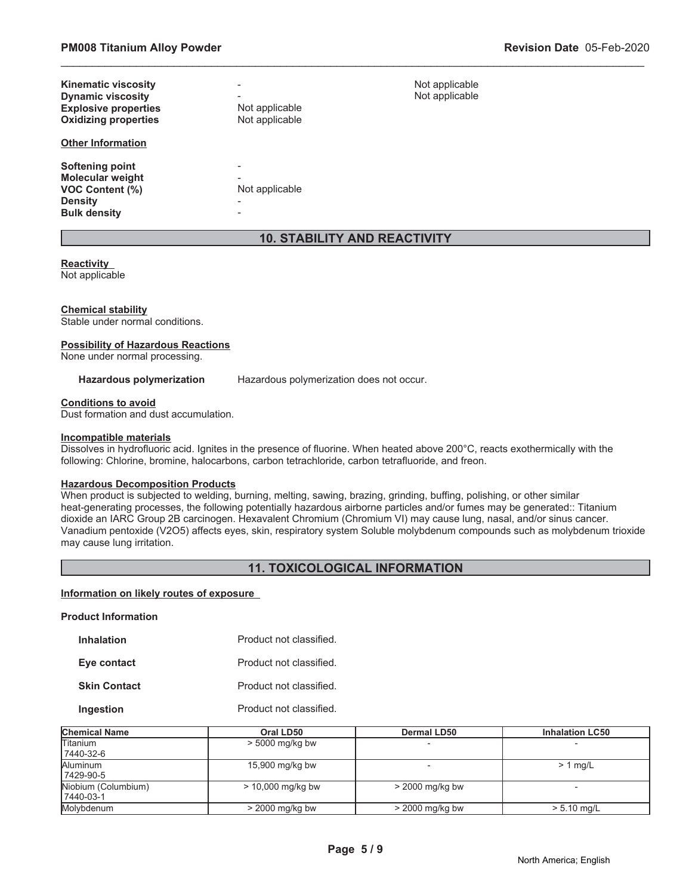| | | |
|---|---|---|
| **Kinematic viscosity** | - | Not applicable |
| **Dynamic viscosity** | - | Not applicable |
| **Explosive properties** | Not applicable | |
| **Oxidizing properties** | Not applicable | |

**Other Information**

| | |
|---|---|
| **Softening point** | - |
| **Molecular weight** | - |
| **VOC Content (%)** | Not applicable |
| **Density** | - |
| **Bulk density** | - |

## 10. STABILITY AND REACTIVITY

**Reactivity**
Not applicable

**Chemical stability**
Stable under normal conditions.

**Possibility of Hazardous Reactions**
None under normal processing.

**Hazardous polymerization** Hazardous polymerization does not occur.

**Conditions to avoid**
Dust formation and dust accumulation.

**Incompatible materials**
Dissolves in hydrofluoric acid. Ignites in the presence of fluorine. When heated above 200°C, reacts exothermically with the following: Chlorine, bromine, halocarbons, carbon tetrachloride, carbon tetrafluoride, and freon.

**Hazardous Decomposition Products**
When product is subjected to welding, burning, melting, sawing, brazing, grinding, buffing, polishing, or other similar heat-generating processes, the following potentially hazardous airborne particles and/or fumes may be generated:: Titanium dioxide an IARC Group 2B carcinogen. Hexavalent Chromium (Chromium VI) may cause lung, nasal, and/or sinus cancer. Vanadium pentoxide ($V_2O_5$) affects eyes, skin, respiratory system Soluble molybdenum compounds such as molybdenum trioxide may cause lung irritation.

## 11. TOXICOLOGICAL INFORMATION

**Information on likely routes of exposure**

**Product Information**

| | |
|---|---|
| **Inhalation** | Product not classified. |
| **Eye contact** | Product not classified. |
| **Skin Contact** | Product not classified. |
| **Ingestion** | Product not classified. |

| Chemical Name | Oral LD50 | Dermal LD50 | Inhalation LC50 |
|---|---|---|---|
| Titanium 7440-32-6 | > 5000 mg/kg bw | - | - |
| Aluminum 7429-90-5 | 15,900 mg/kg bw | - | > 1 mg/L |
| Niobium (Columbium) 7440-03-1 | > 10,000 mg/kg bw | > 2000 mg/kg bw | - |
| Molybdenum | > 2000 mg/kg bw | > 2000 mg/kg bw | > 5.10 mg/L |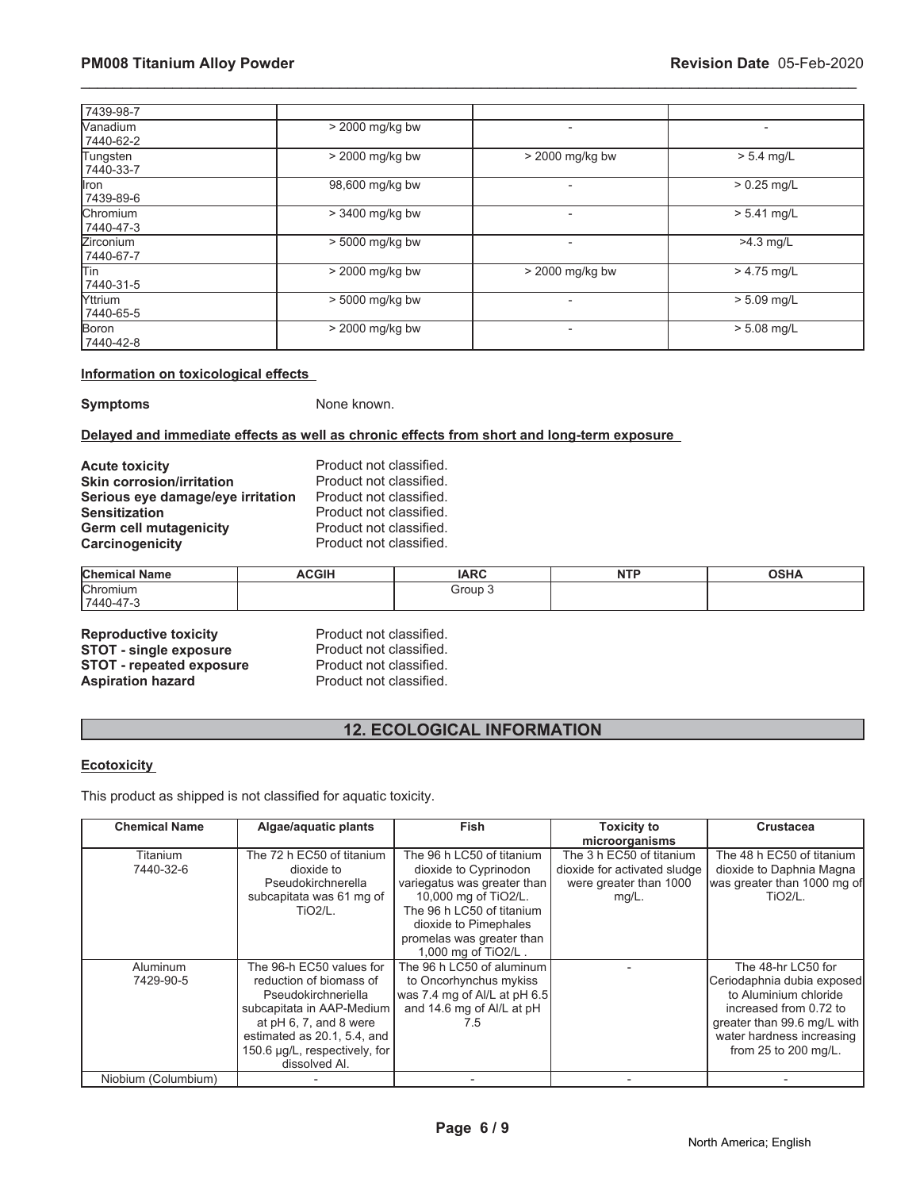| | | | |
|---|---|---|---|
| 7439-98-7 | | | |
| Vanadium<br>7440-62-2 | > 2000 mg/kg bw | - | - |
| Tungsten<br>7440-33-7 | > 2000 mg/kg bw | > 2000 mg/kg bw | > 5.4 mg/L |
| Iron<br>7439-89-6 | 98,600 mg/kg bw | - | > 0.25 mg/L |
| Chromium<br>7440-47-3 | > 3400 mg/kg bw | - | > 5.41 mg/L |
| Zirconium<br>7440-67-7 | > 5000 mg/kg bw | - | >4.3 mg/L |
| Tin<br>7440-31-5 | > 2000 mg/kg bw | > 2000 mg/kg bw | > 4.75 mg/L |
| Yttrium<br>7440-65-5 | > 5000 mg/kg bw | - | > 5.09 mg/L |
| Boron<br>7440-42-8 | > 2000 mg/kg bw | - | > 5.08 mg/L |

**Information on toxicological effects**

**Symptoms** None known.

**Delayed and immediate effects as well as chronic effects from short and long-term exposure**

**Acute toxicity** Product not classified.
**Skin corrosion/irritation** Product not classified.
**Serious eye damage/eye irritation** Product not classified.
**Sensitization** Product not classified.
**Germ cell mutagenicity** Product not classified.
**Carcinogenicity** Product not classified.

| Chemical Name | ACGIH | IARC | NTP | OSHA |
|---|---|---|---|---|
| Chromium<br>7440-47-3 | | Group 3 | | |

**Reproductive toxicity** Product not classified.
**STOT - single exposure** Product not classified.
**STOT - repeated exposure** Product not classified.
**Aspiration hazard** Product not classified.

## 12. ECOLOGICAL INFORMATION

**Ecotoxicity**

This product as shipped is not classified for aquatic toxicity.

| Chemical Name | Algae/aquatic plants | Fish | Toxicity to microorganisms | Crustacea |
|---|---|---|---|---|
| Titanium<br>7440-32-6 | The 72 h EC50 of titanium dioxide to Pseudokirchnerella subcapitata was 61 mg of TiO2/L. | The 96 h LC50 of titanium dioxide to Cyprinodon variegatus was greater than 10,000 mg of TiO2/L. The 96 h LC50 of titanium dioxide to Pimephales promelas was greater than 1,000 mg of TiO2/L . | The 3 h EC50 of titanium dioxide for activated sludge were greater than 1000 mg/L. | The 48 h EC50 of titanium dioxide to Daphnia Magna was greater than 1000 mg of TiO2/L. |
| Aluminum<br>7429-90-5 | The 96-h EC50 values for reduction of biomass of Pseudokirchneriella subcapitata in AAP-Medium at pH 6, 7, and 8 were estimated as 20.1, 5.4, and 150.6 µg/L, respectively, for dissolved Al. | The 96 h LC50 of aluminum to Oncorhynchus mykiss was 7.4 mg of Al/L at pH 6.5 and 14.6 mg of Al/L at pH 7.5 | - | The 48-hr LC50 for Ceriodaphnia dubia exposed to Aluminium chloride increased from 0.72 to greater than 99.6 mg/L with water hardness increasing from 25 to 200 mg/L. |
| Niobium (Columbium) | - | - | - | - |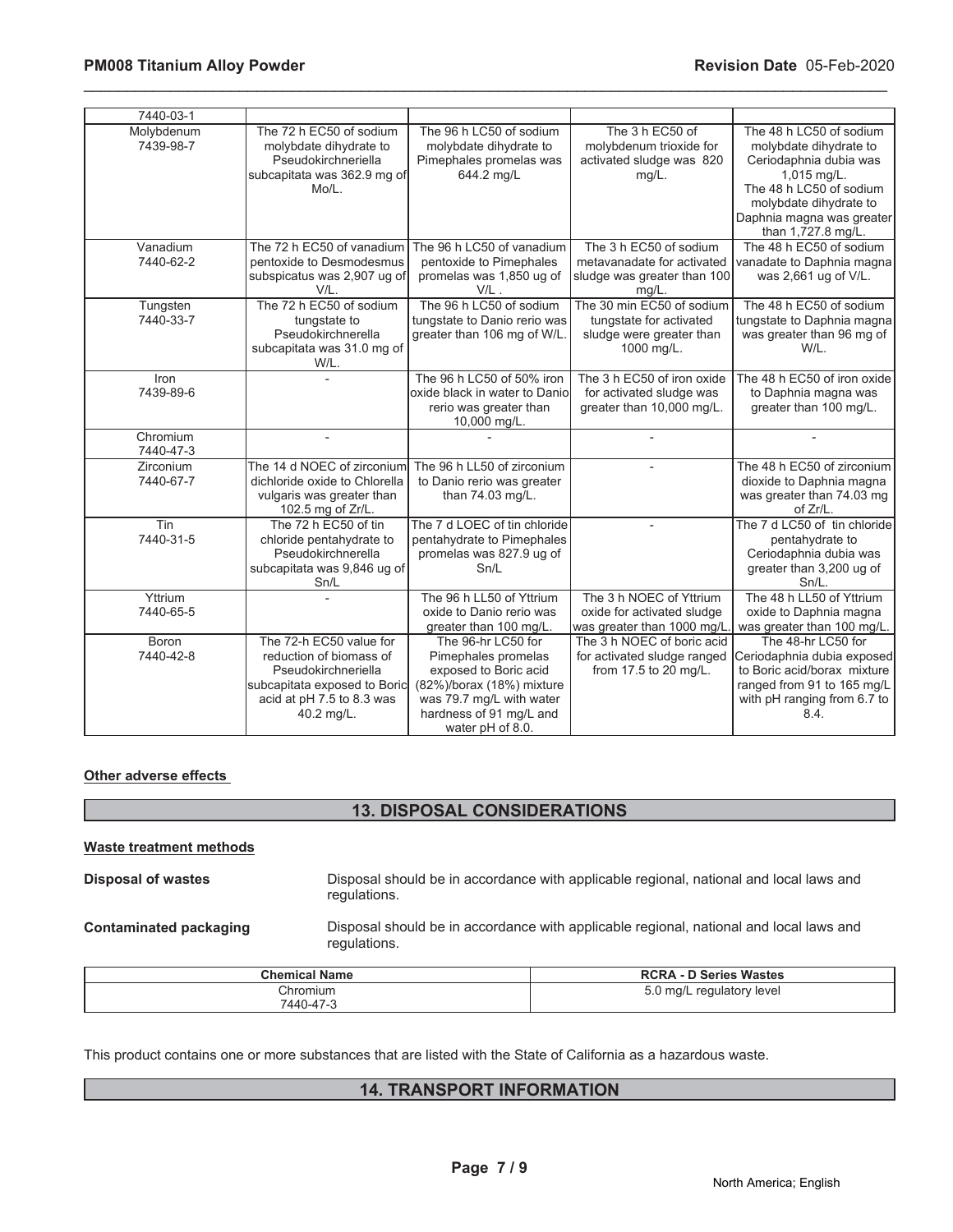| | | | | |
|---|---|---|---|---|
| 7440-03-1 | | | | |
| Molybdenum 7439-98-7 | The 72 h EC50 of sodium molybdate dihydrate to Pseudokirchneriella subcapitata was 362.9 mg of Mo/L. | The 96 h LC50 of sodium molybdate dihydrate to Pimephales promelas was 644.2 mg/L | The 3 h EC50 of molybdenum trioxide for activated sludge was 820 mg/L. | The 48 h LC50 of sodium molybdate dihydrate to Ceriodaphnia dubia was 1,015 mg/L. The 48 h LC50 of sodium molybdate dihydrate to Daphnia magna was greater than 1,727.8 mg/L. |
| Vanadium 7440-62-2 | The 72 h EC50 of vanadium pentoxide to Desmodesmus subspicatus was 2,907 ug of V/L. | The 96 h LC50 of vanadium pentoxide to Pimephales promelas was 1,850 ug of V/L . | The 3 h EC50 of sodium metavanadate for activated sludge was greater than 100 mg/L. | The 48 h EC50 of sodium vanadate to Daphnia magna was 2,661 ug of V/L. |
| Tungsten 7440-33-7 | The 72 h EC50 of sodium tungstate to Pseudokirchnerella subcapitata was 31.0 mg of W/L. | The 96 h LC50 of sodium tungstate to Danio rerio was greater than 106 mg of W/L. | The 30 min EC50 of sodium tungstate for activated sludge were greater than 1000 mg/L. | The 48 h EC50 of sodium tungstate to Daphnia magna was greater than 96 mg of W/L. |
| Iron 7439-89-6 | - | The 96 h LC50 of 50% iron oxide black in water to Danio rerio was greater than 10,000 mg/L. | The 3 h EC50 of iron oxide for activated sludge was greater than 10,000 mg/L. | The 48 h EC50 of iron oxide to Daphnia magna was greater than 100 mg/L. |
| Chromium 7440-47-3 | - | - | - | - |
| Zirconium 7440-67-7 | The 14 d NOEC of zirconium dichloride oxide to Chlorella vulgaris was greater than 102.5 mg of Zr/L. | The 96 h LL50 of zirconium to Danio rerio was greater than 74.03 mg/L. | - | The 48 h EC50 of zirconium dioxide to Daphnia magna was greater than 74.03 mg of Zr/L. |
| Tin 7440-31-5 | The 72 h EC50 of tin chloride pentahydrate to Pseudokirchnerella subcapitata was 9,846 ug of Sn/L | The 7 d LOEC of tin chloride pentahydrate to Pimephales promelas was 827.9 ug of Sn/L | - | The 7 d LC50 of tin chloride pentahydrate to Ceriodaphnia dubia was greater than 3,200 ug of Sn/L. |
| Yttrium 7440-65-5 | - | The 96 h LL50 of Yttrium oxide to Danio rerio was greater than 100 mg/L. | The 3 h NOEC of Yttrium oxide for activated sludge was greater than 1000 mg/L. | The 48 h LL50 of Yttrium oxide to Daphnia magna was greater than 100 mg/L. |
| Boron 7440-42-8 | The 72-h EC50 value for reduction of biomass of Pseudokirchneriella subcapitata exposed to Boric acid at pH 7.5 to 8.3 was 40.2 mg/L. | The 96-hr LC50 for Pimephales promelas exposed to Boric acid (82%)/borax (18%) mixture was 79.7 mg/L with water hardness of 91 mg/L and water pH of 8.0. | The 3 h NOEC of boric acid for activated sludge ranged from 17.5 to 20 mg/L. | The 48-hr LC50 for Ceriodaphnia dubia exposed to Boric acid/borax mixture ranged from 91 to 165 mg/L with pH ranging from 6.7 to 8.4. |

**Other adverse effects**

## 13. DISPOSAL CONSIDERATIONS

**Waste treatment methods**

**Disposal of wastes** Disposal should be in accordance with applicable regional, national and local laws and regulations.

**Contaminated packaging** Disposal should be in accordance with applicable regional, national and local laws and regulations.

| Chemical Name | RCRA - D Series Wastes |
|---|---|
| Chromium 7440-47-3 | 5.0 mg/L regulatory level |

This product contains one or more substances that are listed with the State of California as a hazardous waste.

## 14. TRANSPORT INFORMATION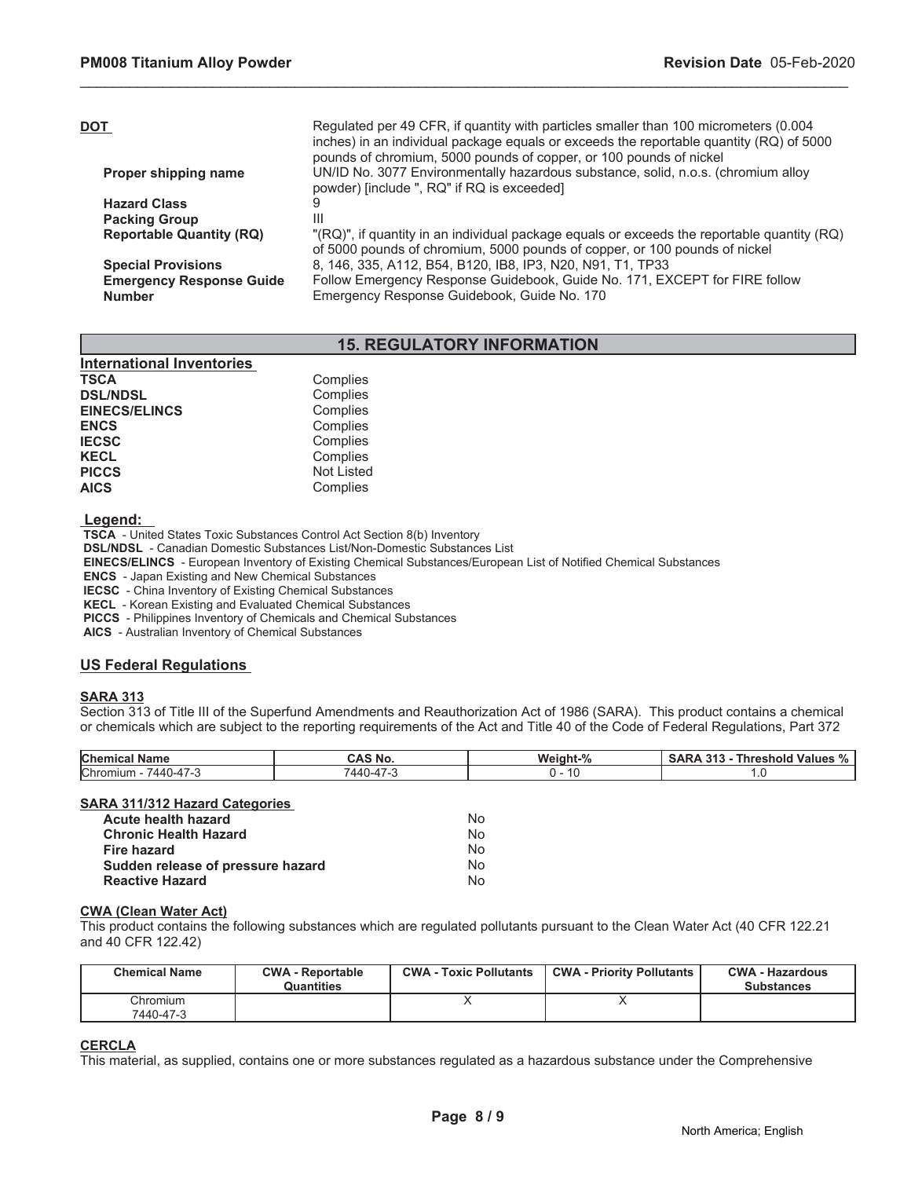**DOT**
Regulated per 49 CFR, if quantity with particles smaller than 100 micrometers (0.004 inches) in an individual package equals or exceeds the reportable quantity (RQ) of 5000 pounds of chromium, 5000 pounds of copper, or 100 pounds of nickel

| | |
|---|---|
| **Proper shipping name** | UN/ID No. 3077 Environmentally hazardous substance, solid, n.o.s. (chromium alloy powder) [include ", RQ" if RQ is exceeded] |
| **Hazard Class** | 9 |
| **Packing Group** | III |
| **Reportable Quantity (RQ)** | "(RQ)", if quantity in an individual package equals or exceeds the reportable quantity (RQ) of 5000 pounds of chromium, 5000 pounds of copper, or 100 pounds of nickel |
| **Special Provisions** | 8, 146, 335, A112, B54, B120, IB8, IP3, N20, N91, T1, TP33 |
| **Emergency Response Guide Number** | Follow Emergency Response Guidebook, Guide No. 171, EXCEPT for FIRE follow Emergency Response Guidebook, Guide No. 170 |

## 15. REGULATORY INFORMATION

**International Inventories**

| | |
|---|---|
| **TSCA** | Complies |
| **DSL/NDSL** | Complies |
| **EINECS/ELINCS** | Complies |
| **ENCS** | Complies |
| **IECSC** | Complies |
| **KECL** | Complies |
| **PICCS** | Not Listed |
| **AICS** | Complies |

**Legend:**

**TSCA** - United States Toxic Substances Control Act Section 8(b) Inventory
**DSL/NDSL** - Canadian Domestic Substances List/Non-Domestic Substances List
**EINECS/ELINCS** - European Inventory of Existing Chemical Substances/European List of Notified Chemical Substances
**ENCS** - Japan Existing and New Chemical Substances
**IECSC** - China Inventory of Existing Chemical Substances
**KECL** - Korean Existing and Evaluated Chemical Substances
**PICCS** - Philippines Inventory of Chemicals and Chemical Substances
**AICS** - Australian Inventory of Chemical Substances

### US Federal Regulations

**SARA 313**

Section 313 of Title III of the Superfund Amendments and Reauthorization Act of 1986 (SARA). This product contains a chemical or chemicals which are subject to the reporting requirements of the Act and Title 40 of the Code of Federal Regulations, Part 372

| Chemical Name | CAS No. | Weight-% | SARA 313 - Threshold Values % |
|---|---|---|---|
| Chromium - 7440-47-3 | 7440-47-3 | 0 - 10 | 1.0 |

**SARA 311/312 Hazard Categories**

| | |
|---|---|
| **Acute health hazard** | No |
| **Chronic Health Hazard** | No |
| **Fire hazard** | No |
| **Sudden release of pressure hazard** | No |
| **Reactive Hazard** | No |

**CWA (Clean Water Act)**

This product contains the following substances which are regulated pollutants pursuant to the Clean Water Act (40 CFR 122.21 and 40 CFR 122.42)

| Chemical Name | CWA - Reportable Quantities | CWA - Toxic Pollutants | CWA - Priority Pollutants | CWA - Hazardous Substances |
|---|---|---|---|---|
| Chromium 7440-47-3 | | X | X | |

**CERCLA**

This material, as supplied, contains one or more substances regulated as a hazardous substance under the Comprehensive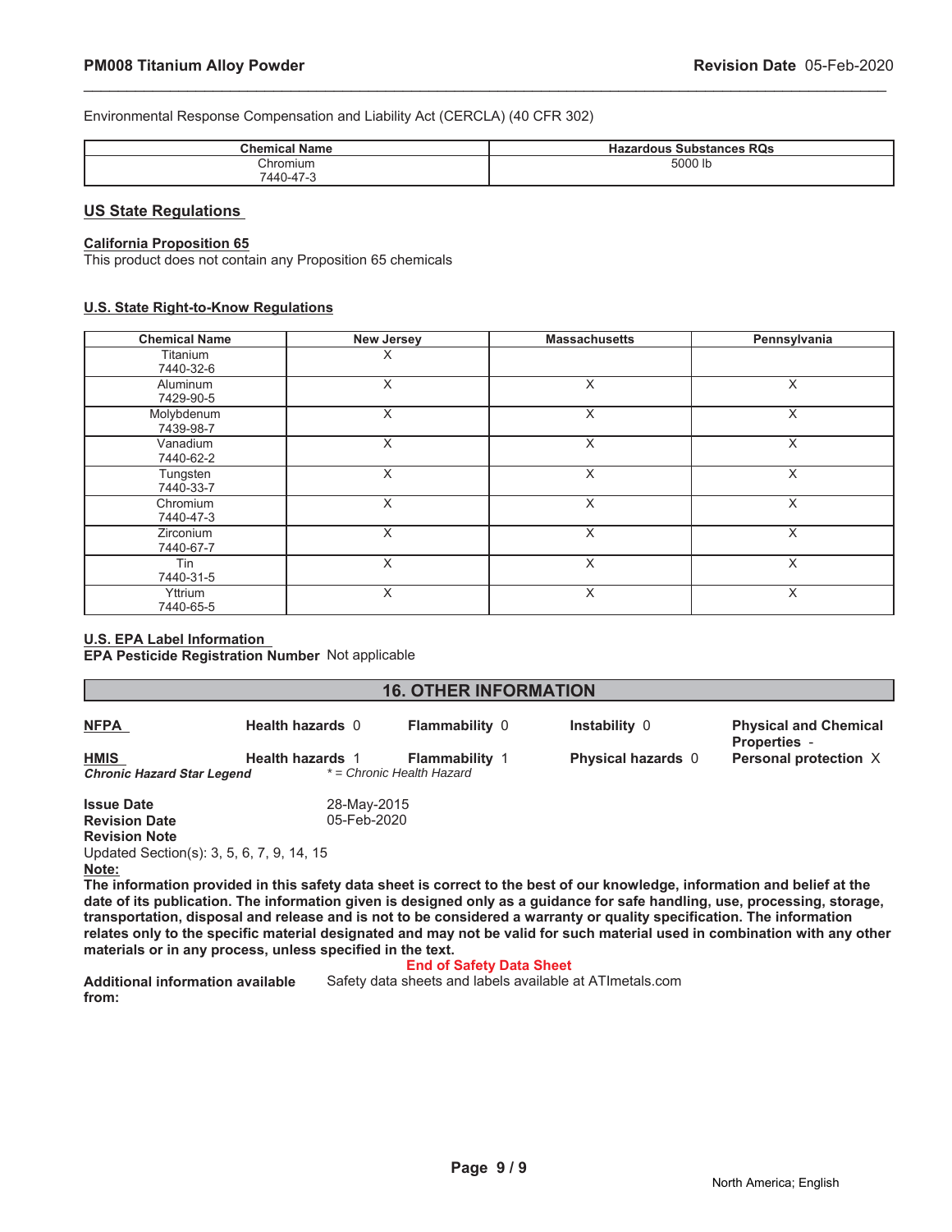Environmental Response Compensation and Liability Act (CERCLA) (40 CFR 302)

| Chemical Name | Hazardous Substances RQs |
|---|---|
| Chromium<br>7440-47-3 | 5000 lb |

## US State Regulations

### California Proposition 65

This product does not contain any Proposition 65 chemicals

### U.S. State Right-to-Know Regulations

| Chemical Name | New Jersey | Massachusetts | Pennsylvania |
|---|---|---|---|
| Titanium<br>7440-32-6 | X | | |
| Aluminum<br>7429-90-5 | X | X | X |
| Molybdenum<br>7439-98-7 | X | X | X |
| Vanadium<br>7440-62-2 | X | X | X |
| Tungsten<br>7440-33-7 | X | X | X |
| Chromium<br>7440-47-3 | X | X | X |
| Zirconium<br>7440-67-7 | X | X | X |
| Tin<br>7440-31-5 | X | X | X |
| Yttrium<br>7440-65-5 | X | X | X |

### U.S. EPA Label Information

**EPA Pesticide Registration Number** Not applicable

## 16. OTHER INFORMATION

| | | | | |
|---|---|---|---|---|
| **NFPA** | **Health hazards** 0 | **Flammability** 0 | **Instability** 0 | **Physical and Chemical Properties** - |
| **HMIS** | **Health hazards** 1 | **Flammability** 1 | **Physical hazards** 0 | **Personal protection** X |

***Chronic Hazard Star Legend*** *\* = Chronic Health Hazard*

**Issue Date** 28-May-2015
**Revision Date** 05-Feb-2020
**Revision Note**
Updated Section(s): 3, 5, 6, 7, 9, 14, 15

**Note:**

**The information provided in this safety data sheet is correct to the best of our knowledge, information and belief at the date of its publication. The information given is designed only as a guidance for safe handling, use, processing, storage, transportation, disposal and release and is not to be considered a warranty or quality specification. The information relates only to the specific material designated and may not be valid for such material used in combination with any other materials or in any process, unless specified in the text.**

**End of Safety Data Sheet**

**Additional information available from:** Safety data sheets and labels available at ATImetals.com